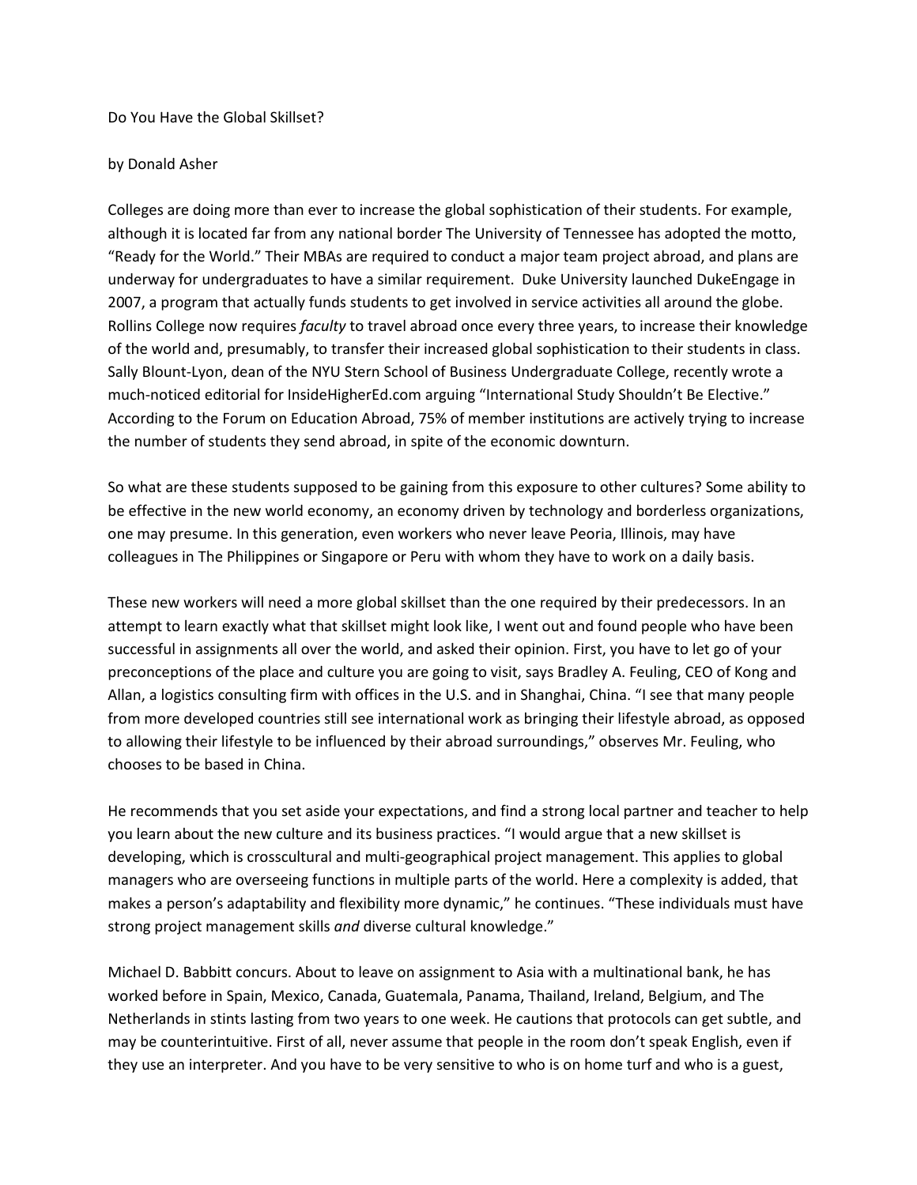# Do You Have the Global Skillset?

by Donald Asher

Colleges are doing more than ever to increase the global sophistication of their students. For example, although it is located far from any national border The University of Tennessee has adopted the motto, "Ready for the World." Their MBAs are required to conduct a major team project abroad, and plans are underway for undergraduates to have a similar requirement. Duke University launched DukeEngage in 2007, a program that actually funds students to get involved in service activities all around the globe. Rollins College now requires *faculty* to travel abroad once every three years, to increase their knowledge of the world and, presumably, to transfer their increased global sophistication to their students in class. Sally Blount-Lyon, dean of the NYU Stern School of Business Undergraduate College, recently wrote a much-noticed editorial for InsideHigherEd.com arguing "International Study Shouldn't Be Elective." According to the Forum on Education Abroad, 75% of member institutions are actively trying to increase the number of students they send abroad, in spite of the economic downturn.

So what are these students supposed to be gaining from this exposure to other cultures? Some ability to be effective in the new world economy, an economy driven by technology and borderless organizations, one may presume. In this generation, even workers who never leave Peoria, Illinois, may have colleagues in The Philippines or Singapore or Peru with whom they have to work on a daily basis.

These new workers will need a more global skillset than the one required by their predecessors. In an attempt to learn exactly what that skillset might look like, I went out and found people who have been successful in assignments all over the world, and asked their opinion. First, you have to let go of your preconceptions of the place and culture you are going to visit, says Bradley A. Feuling, CEO of Kong and Allan, a logistics consulting firm with offices in the U.S. and in Shanghai, China. "I see that many people from more developed countries still see international work as bringing their lifestyle abroad, as opposed to allowing their lifestyle to be influenced by their abroad surroundings," observes Mr. Feuling, who chooses to be based in China.

He recommends that you set aside your expectations, and find a strong local partner and teacher to help you learn about the new culture and its business practices. "I would argue that a new skillset is developing, which is crosscultural and multi-geographical project management. This applies to global managers who are overseeing functions in multiple parts of the world. Here a complexity is added, that makes a person's adaptability and flexibility more dynamic," he continues. "These individuals must have strong project management skills *and* diverse cultural knowledge."

Michael D. Babbitt concurs. About to leave on assignment to Asia with a multinational bank, he has worked before in Spain, Mexico, Canada, Guatemala, Panama, Thailand, Ireland, Belgium, and The Netherlands in stints lasting from two years to one week. He cautions that protocols can get subtle, and may be counterintuitive. First of all, never assume that people in the room don't speak English, even if they use an interpreter. And you have to be very sensitive to who is on home turf and who is a guest,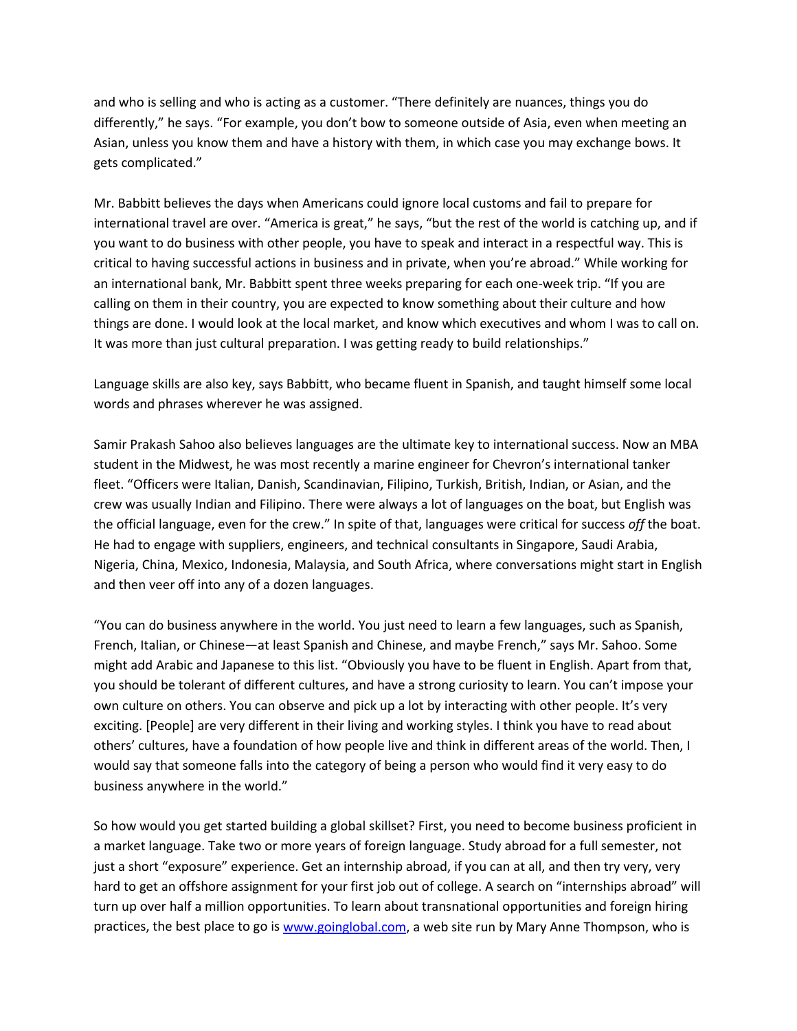and who is selling and who is acting as a customer. "There definitely are nuances, things you do differently," he says. "For example, you don't bow to someone outside of Asia, even when meeting an Asian, unless you know them and have a history with them, in which case you may exchange bows. It gets complicated."

Mr. Babbitt believes the days when Americans could ignore local customs and fail to prepare for international travel are over. "America is great," he says, "but the rest of the world is catching up, and if you want to do business with other people, you have to speak and interact in a respectful way. This is critical to having successful actions in business and in private, when you're abroad." While working for an international bank, Mr. Babbitt spent three weeks preparing for each one-week trip. "If you are calling on them in their country, you are expected to know something about their culture and how things are done. I would look at the local market, and know which executives and whom I was to call on. It was more than just cultural preparation. I was getting ready to build relationships."

Language skills are also key, says Babbitt, who became fluent in Spanish, and taught himself some local words and phrases wherever he was assigned.

Samir Prakash Sahoo also believes languages are the ultimate key to international success. Now an MBA student in the Midwest, he was most recently a marine engineer for Chevron's international tanker fleet. "Officers were Italian, Danish, Scandinavian, Filipino, Turkish, British, Indian, or Asian, and the crew was usually Indian and Filipino. There were always a lot of languages on the boat, but English was the official language, even for the crew." In spite of that, languages were critical for success *off* the boat. He had to engage with suppliers, engineers, and technical consultants in Singapore, Saudi Arabia, Nigeria, China, Mexico, Indonesia, Malaysia, and South Africa, where conversations might start in English and then veer off into any of a dozen languages.

"You can do business anywhere in the world. You just need to learn a few languages, such as Spanish, French, Italian, or Chinese—at least Spanish and Chinese, and maybe French," says Mr. Sahoo. Some might add Arabic and Japanese to this list. "Obviously you have to be fluent in English. Apart from that, you should be tolerant of different cultures, and have a strong curiosity to learn. You can't impose your own culture on others. You can observe and pick up a lot by interacting with other people. It's very exciting. [People] are very different in their living and working styles. I think you have to read about others' cultures, have a foundation of how people live and think in different areas of the world. Then, I would say that someone falls into the category of being a person who would find it very easy to do business anywhere in the world."

So how would you get started building a global skillset? First, you need to become business proficient in a market language. Take two or more years of foreign language. Study abroad for a full semester, not just a short "exposure" experience. Get an internship abroad, if you can at all, and then try very, very hard to get an offshore assignment for your first job out of college. A search on "internships abroad" will turn up over half a million opportunities. To learn about transnational opportunities and foreign hiring practices, the best place to go is [www.goinglobal.com](http://www.goinglobal.com), a web site run by Mary Anne Thompson, who is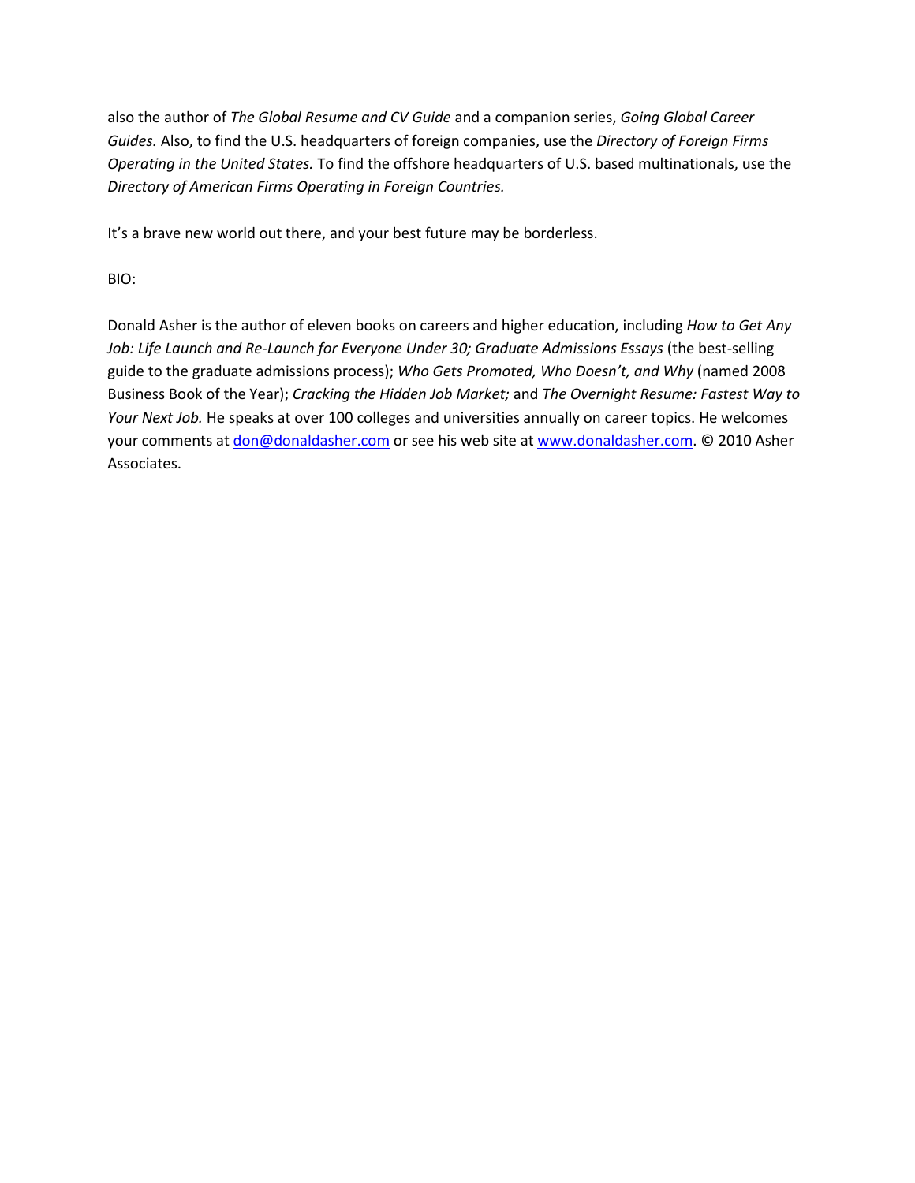also the author of *The Global Resume and CV Guide* and a companion series, *Going Global Career Guides.* Also, to find the U.S. headquarters of foreign companies, use the *Directory of Foreign Firms Operating in the United States.* To find the offshore headquarters of U.S. based multinationals, use the *Directory of American Firms Operating in Foreign Countries.*

It's a brave new world out there, and your best future may be borderless.

BIO:

Donald Asher is the author of eleven books on careers and higher education, including *How to Get Any Job: Life Launch and Re-Launch for Everyone Under 30; Graduate Admissions Essays* (the best-selling guide to the graduate admissions process); *Who Gets Promoted, Who Doesn't, and Why* (named 2008 Business Book of the Year); *Cracking the Hidden Job Market;* and *The Overnight Resume: Fastest Way to Your Next Job.* He speaks at over 100 colleges and universities annually on career topics. He welcomes your comments at [don@donaldasher.com](mailto:don@donaldasher.com) or see his web site at [www.donaldasher.com](http://www.donaldasher.com). © 2010 Asher Associates.